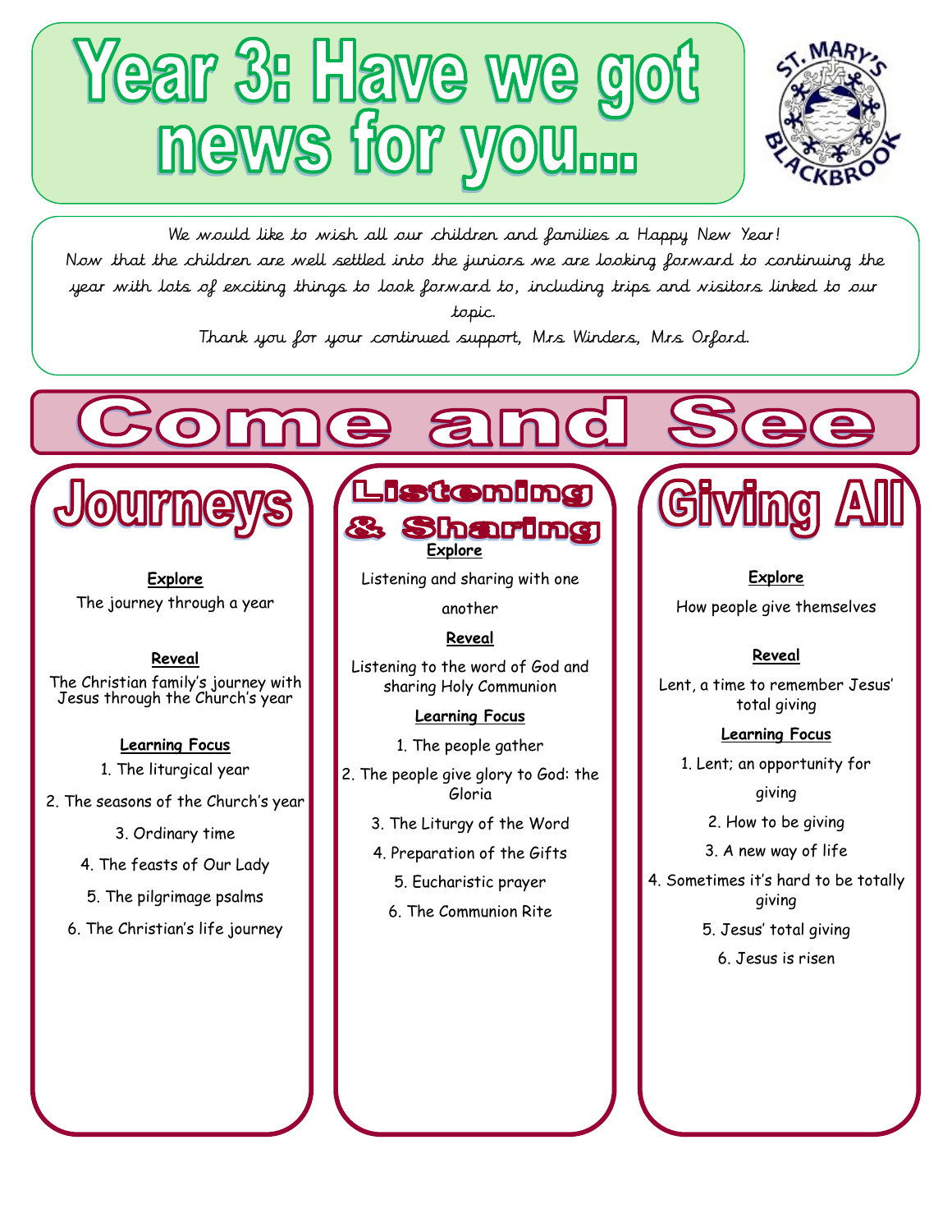# Year 3: Have we got news for you...

We would like to wish all our children and families a Happy New Year!
Now that the children are well settled into the juniors we are looking forward to continuing the year with lots of exciting things to look forward to, including trips and visitors linked to our topic.
Thank you for your continued support, Mrs Winders, Mrs Orford.

## Come and See

### Journeys

**Explore**

The journey through a year

**Reveal**

The Christian family's journey with Jesus through the Church's year

**Learning Focus**

1. The liturgical year
2. The seasons of the Church's year
3. Ordinary time
4. The feasts of Our Lady
5. The pilgrimage psalms
6. The Christian's life journey

### Listening & Sharing

**Explore**

Listening and sharing with one another

**Reveal**

Listening to the word of God and sharing Holy Communion

**Learning Focus**

1. The people gather
2. The people give glory to God: the Gloria
3. The Liturgy of the Word
4. Preparation of the Gifts
5. Eucharistic prayer
6. The Communion Rite

### Giving All

**Explore**

How people give themselves

**Reveal**

Lent, a time to remember Jesus' total giving

**Learning Focus**

1. Lent; an opportunity for giving
2. How to be giving
3. A new way of life
4. Sometimes it's hard to be totally giving
5. Jesus' total giving
6. Jesus is risen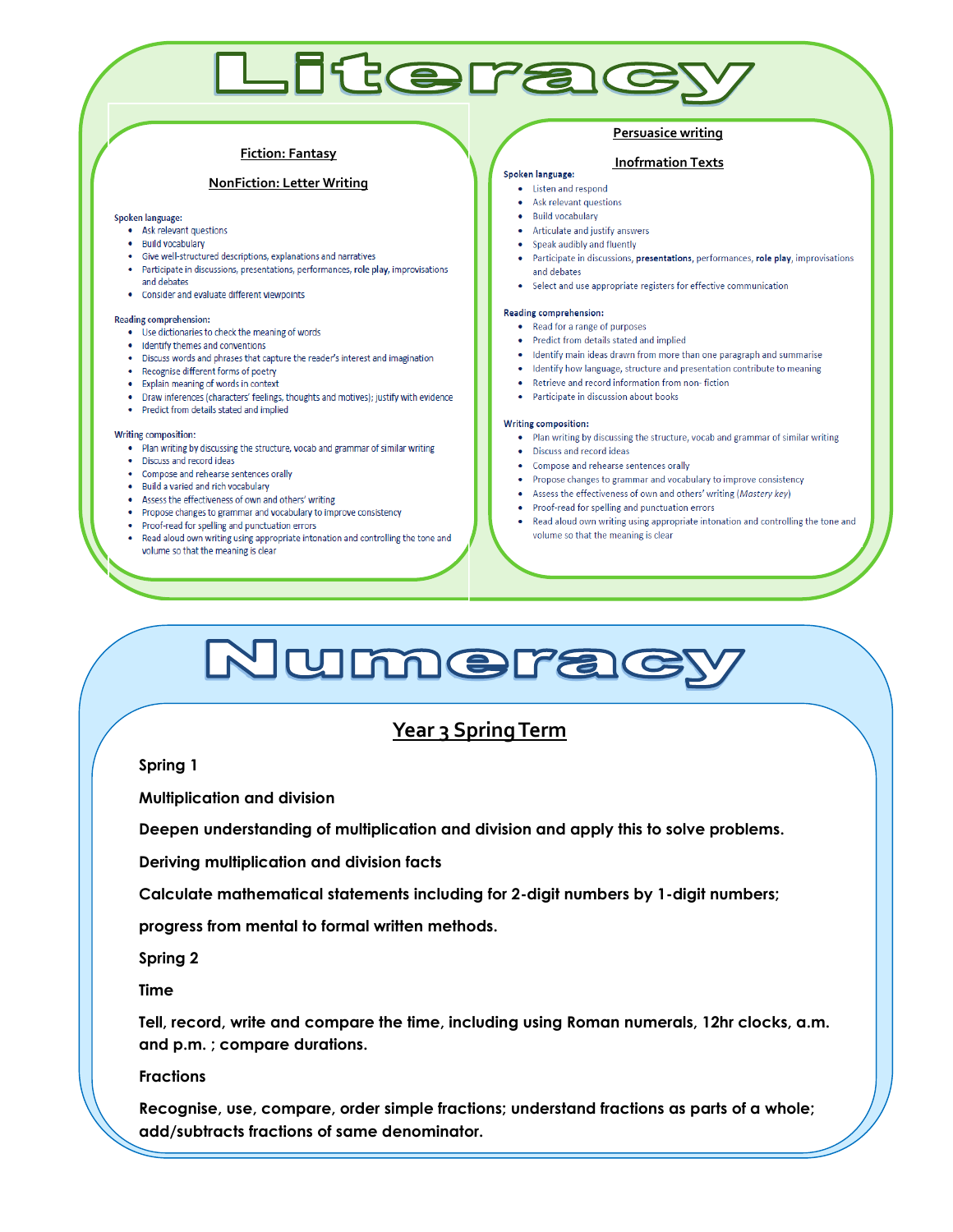# Literacy

**Fiction: Fantasy**

**NonFiction: Letter Writing**

**Spoken language:**

- Ask relevant questions
- Build vocabulary
- Give well-structured descriptions, explanations and narratives
- Participate in discussions, presentations, performances, **role play**, improvisations and debates
- Consider and evaluate different viewpoints

**Reading comprehension:**

- Use dictionaries to check the meaning of words
- Identify themes and conventions
- Discuss words and phrases that capture the reader's interest and imagination
- Recognise different forms of poetry
- Explain meaning of words in context
- Draw inferences (characters' feelings, thoughts and motives); justify with evidence
- Predict from details stated and implied

**Writing composition:**

- Plan writing by discussing the structure, vocab and grammar of similar writing
- Discuss and record ideas
- Compose and rehearse sentences orally
- Build a varied and rich vocabulary
- Assess the effectiveness of own and others' writing
- Propose changes to grammar and vocabulary to improve consistency
- Proof-read for spelling and punctuation errors
- Read aloud own writing using appropriate intonation and controlling the tone and volume so that the meaning is clear

**Persuasice writing**

**Inofrmation Texts**

**Spoken language:**

- Listen and respond
- Ask relevant questions
- Build vocabulary
- Articulate and justify answers
- Speak audibly and fluently
- Participate in discussions, **presentations**, performances, **role play**, improvisations and debates
- Select and use appropriate registers for effective communication

**Reading comprehension:**

- Read for a range of purposes
- Predict from details stated and implied
- Identify main ideas drawn from more than one paragraph and summarise
- Identify how language, structure and presentation contribute to meaning
- Retrieve and record information from non- fiction
- Participate in discussion about books

**Writing composition:**

- Plan writing by discussing the structure, vocab and grammar of similar writing
- Discuss and record ideas
- Compose and rehearse sentences orally
- Propose changes to grammar and vocabulary to improve consistency
- Assess the effectiveness of own and others' writing (*Mastery key*)
- Proof-read for spelling and punctuation errors
- Read aloud own writing using appropriate intonation and controlling the tone and volume so that the meaning is clear

# Numeracy

## Year 3 Spring Term

**Spring 1**

**Multiplication and division**

**Deepen understanding of multiplication and division and apply this to solve problems.**

**Deriving multiplication and division facts**

**Calculate mathematical statements including for 2-digit numbers by 1-digit numbers;**

**progress from mental to formal written methods.**

**Spring 2**

**Time**

**Tell, record, write and compare the time, including using Roman numerals, 12hr clocks, a.m. and p.m. ; compare durations.**

**Fractions**

**Recognise, use, compare, order simple fractions; understand fractions as parts of a whole; add/subtracts fractions of same denominator.**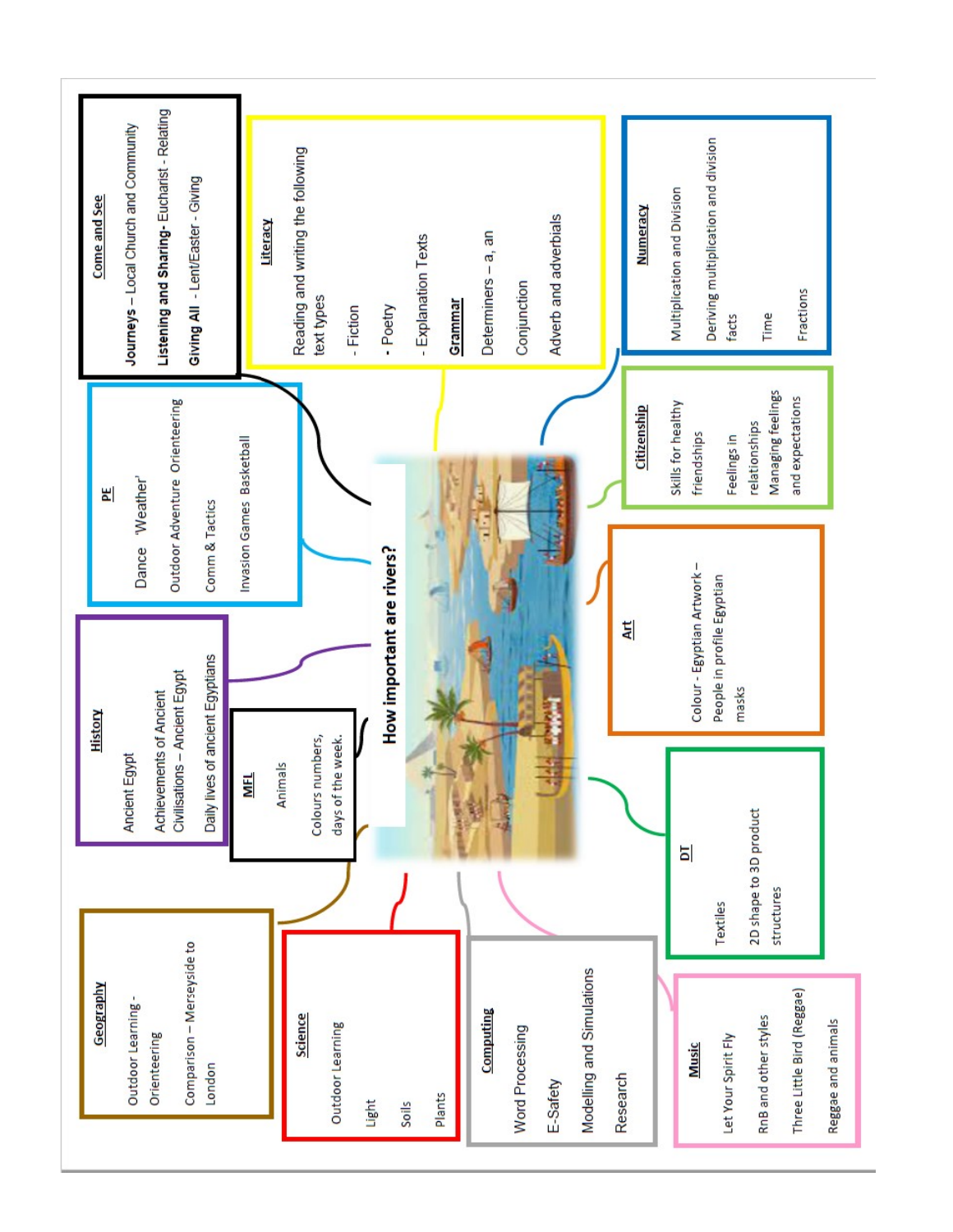# How important are rivers?

## Come and See

**Journeys** – Local Church and Community

**Listening and Sharing**- Eucharist - Relating

**Giving All** - Lent/Easter - Giving

## Literacy

Reading and writing the following text types

- Fiction
- Poetry
- Explanation Texts

**Grammar**

Determiners – a, an

Conjunction

Adverb and adverbials

## Numeracy

Multiplication and Division

Deriving multiplication and division facts

Time

Fractions

## PE

Dance 'Weather'

Outdoor Adventure Orienteering

Comm & Tactics

Invasion Games Basketball

## Citizenship

Skills for healthy friendships

Feelings in relationships

Managing feelings and expectations

## History

Ancient Egypt

Achievements of Ancient Civilisations – Ancient Egypt

Daily lives of ancient Egyptians

## MFL

Animals

Colours numbers, days of the week.

## Art

Colour - Egyptian Artwork – People in profile Egyptian masks

## DT

Textiles

2D shape to 3D product structures

## Geography

Outdoor Learning - Orienteering

Comparison – Merseyside to London

## Science

Outdoor Learning

Light

Soils

Plants

## Computing

Word Processing

E-Safety

Modelling and Simulations

Research

## Music

Let Your Spirit Fly

RnB and other styles

Three Little Bird (Reggae)

Reggae and animals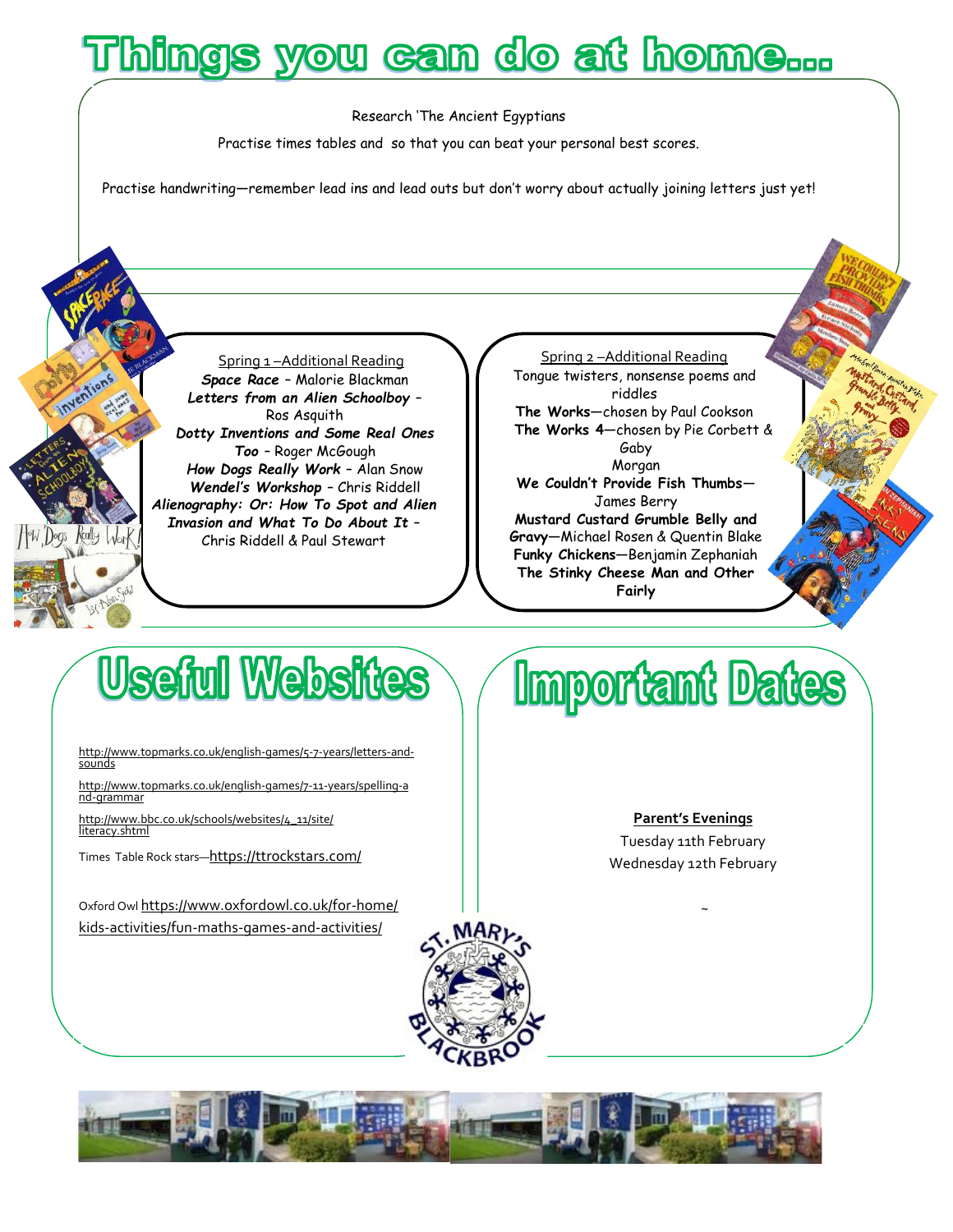# Things you can do at home…

Research 'The Ancient Egyptians

Practise times tables and so that you can beat your personal best scores.

Practise handwriting—remember lead ins and lead outs but don't worry about actually joining letters just yet!

## Spring 1 –Additional Reading

***Space Race*** – Malorie Blackman
***Letters from an Alien Schoolboy*** – Ros Asquith
***Dotty Inventions and Some Real Ones Too*** – Roger McGough
***How Dogs Really Work*** – Alan Snow
***Wendel's Workshop*** – Chris Riddell
***Alienography: Or: How To Spot and Alien Invasion and What To Do About It*** – Chris Riddell & Paul Stewart

## Spring 2 –Additional Reading

Tongue twisters, nonsense poems and riddles
**The Works**—chosen by Paul Cookson
**The Works 4**—chosen by Pie Corbett & Gaby Morgan
**We Couldn't Provide Fish Thumbs**—James Berry
**Mustard Custard Grumble Belly and Gravy**—Michael Rosen & Quentin Blake
**Funky Chickens**—Benjamin Zephaniah
**The Stinky Cheese Man and Other Fairly**

# Useful Websites

http://www.topmarks.co.uk/english-games/5-7-years/letters-and-sounds

http://www.topmarks.co.uk/english-games/7-11-years/spelling-and-grammar

http://www.bbc.co.uk/schools/websites/4_11/site/literacy.shtml

Times Table Rock stars—https://ttrockstars.com/

Oxford Owl https://www.oxfordowl.co.uk/for-home/kids-activities/fun-maths-games-and-activities/

# Important Dates

**Parent's Evenings**

Tuesday 11th February

Wednesday 12th February

~

ST. MARY'S BLACKBROOK